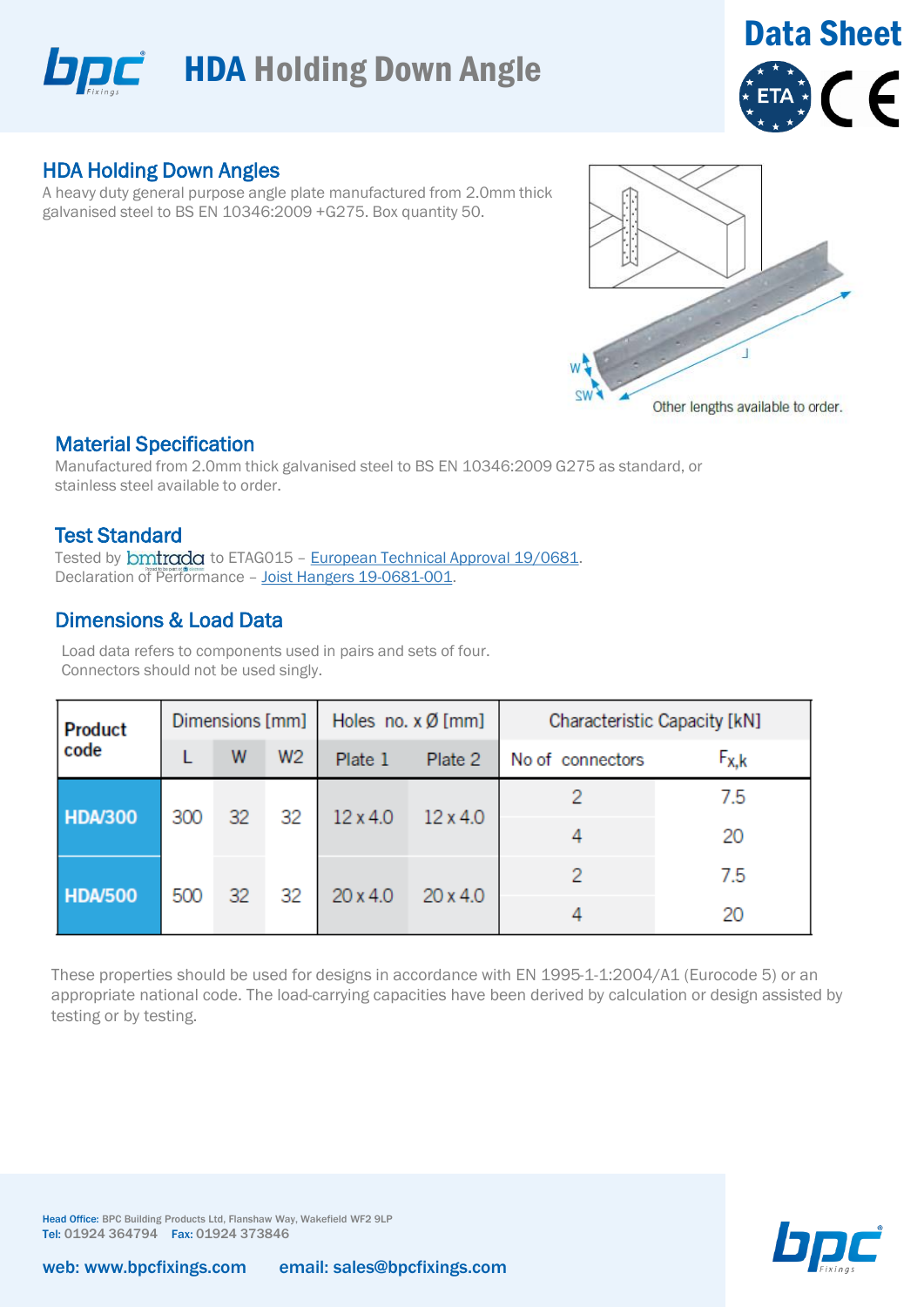# HDA Holding Down Angle

Data Sheet

## HDA Holding Down Angles

A heavy duty general purpose angle plate manufactured from 2.0mm thick galvanised steel to BS EN 10346:2009 +G275. Box quantity 50.

Other lengths available to order.

## Material Specification

Manufactured from 2.0mm thick galvanised steel to BS EN 10346:2009 G275 as standard, or stainless steel available to order.

## Test Standard

Tested by bmtrada to ETAG015 – European Technical Approval 19/0681.
Declaration of Performance – Joist Hangers 19-0681-001.

## Dimensions & Load Data

Load data refers to components used in pairs and sets of four.
Connectors should not be used singly.

| Product code | Dimensions [mm] | | | Holes no. x Ø [mm] | | Characteristic Capacity [kN] | |
|---|---|---|---|---|---|---|---|
| | L | W | W2 | Plate 1 | Plate 2 | No of connectors | $F_{x,k}$ |
| HDA/300 | 300 | 32 | 32 | 12 x 4.0 | 12 x 4.0 | 2 | 7.5 |
| | | | | | | 4 | 20 |
| HDA/500 | 500 | 32 | 32 | 20 x 4.0 | 20 x 4.0 | 2 | 7.5 |
| | | | | | | 4 | 20 |

These properties should be used for designs in accordance with EN 1995-1-1:2004/A1 (Eurocode 5) or an appropriate national code. The load-carrying capacities have been derived by calculation or design assisted by testing or by testing.

**Head Office:** BPC Building Products Ltd, Flanshaw Way, Wakefield WF2 9LP
**Tel:** 01924 364794 **Fax:** 01924 373846

web: www.bpcfixings.com email: sales@bpcfixings.com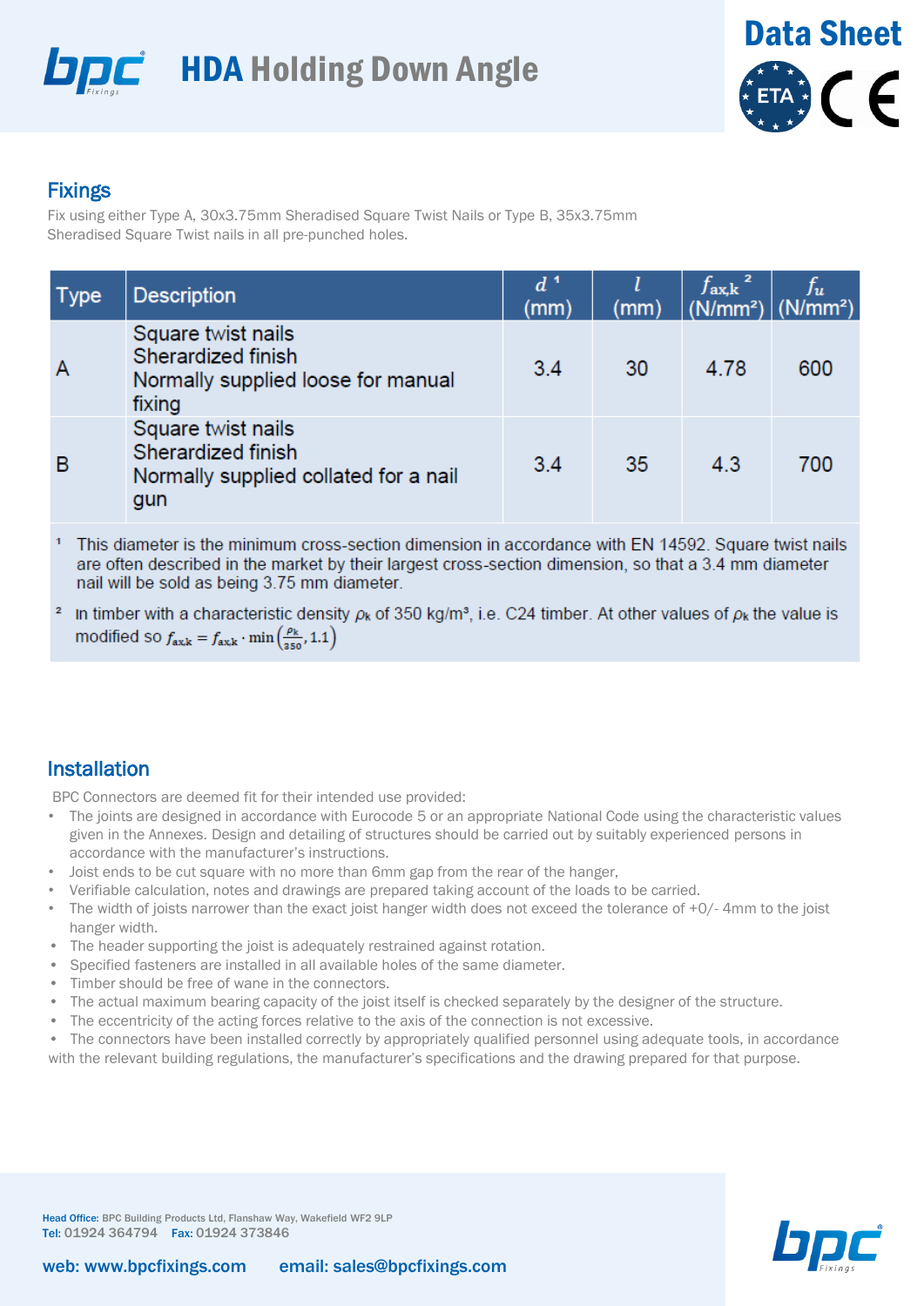## Fixings

Fix using either Type A, 30x3.75mm Sheradised Square Twist Nails or Type B, 35x3.75mm Sheradised Square Twist nails in all pre-punched holes.

| Type | Description | $d$ [1] (mm) | $l$ (mm) | $f_{ax,k}$ [2] (N/mm²) | $f_u$ (N/mm²) |
|---|---|---|---|---|---|
| A | Square twist nails<br>Sherardized finish<br>Normally supplied loose for manual fixing | 3.4 | 30 | 4.78 | 600 |
| B | Square twist nails<br>Sherardized finish<br>Normally supplied collated for a nail gun | 3.4 | 35 | 4.3 | 700 |

[1] This diameter is the minimum cross-section dimension in accordance with EN 14592. Square twist nails are often described in the market by their largest cross-section dimension, so that a 3.4 mm diameter nail will be sold as being 3.75 mm diameter.

[2] In timber with a characteristic density $\rho_k$ of 350 kg/m³, i.e. C24 timber. At other values of $\rho_k$ the value is modified so $f_{ax,k} = f_{ax,k} \cdot \min\left(\frac{\rho_k}{350}, 1.1\right)$

## Installation

BPC Connectors are deemed fit for their intended use provided:

- The joints are designed in accordance with Eurocode 5 or an appropriate National Code using the characteristic values given in the Annexes. Design and detailing of structures should be carried out by suitably experienced persons in accordance with the manufacturer's instructions.
- Joist ends to be cut square with no more than 6mm gap from the rear of the hanger,
- Verifiable calculation, notes and drawings are prepared taking account of the loads to be carried.
- The width of joists narrower than the exact joist hanger width does not exceed the tolerance of +0/- 4mm to the joist hanger width.
- The header supporting the joist is adequately restrained against rotation.
- Specified fasteners are installed in all available holes of the same diameter.
- Timber should be free of wane in the connectors.
- The actual maximum bearing capacity of the joist itself is checked separately by the designer of the structure.
- The eccentricity of the acting forces relative to the axis of the connection is not excessive.
- The connectors have been installed correctly by appropriately qualified personnel using adequate tools, in accordance with the relevant building regulations, the manufacturer's specifications and the drawing prepared for that purpose.